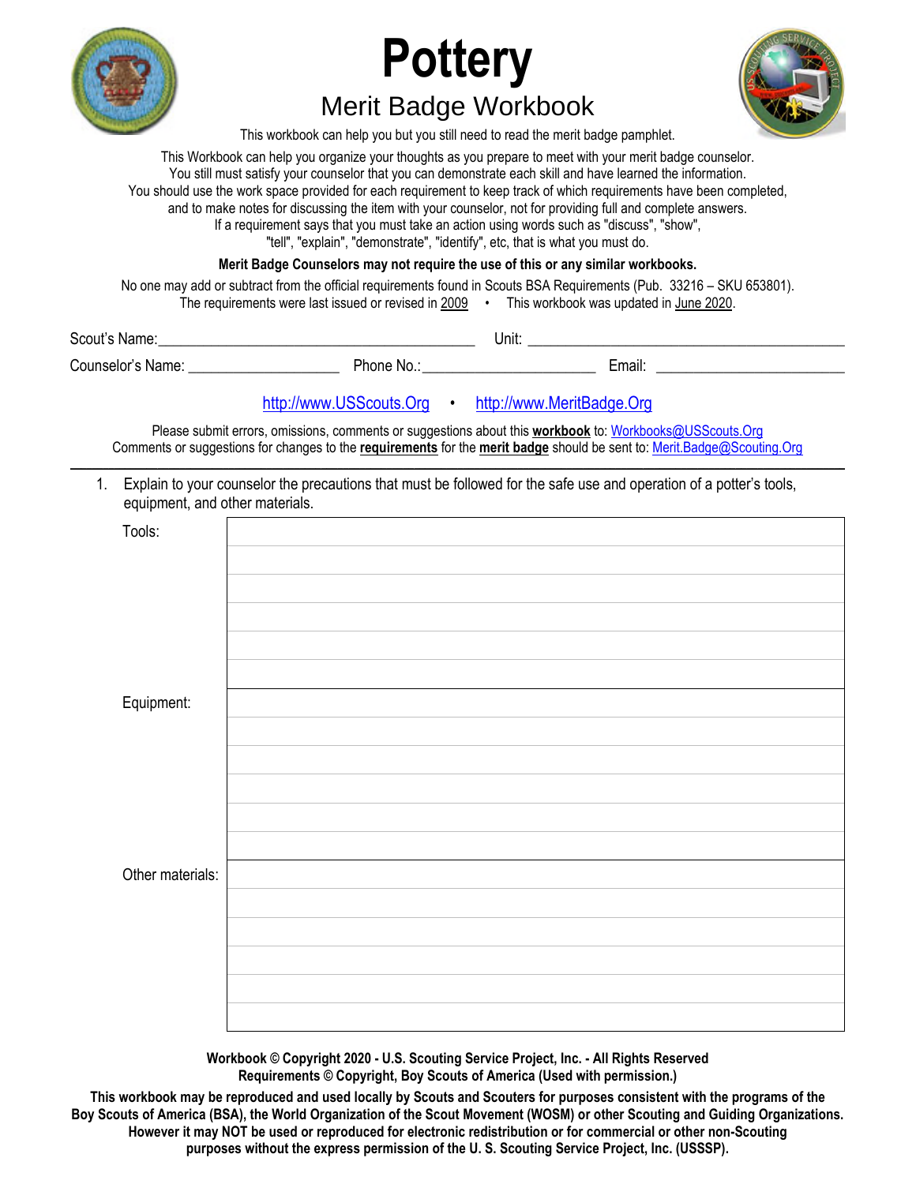# Pottery

## Merit Badge Workbook

This workbook can help you but you still need to read the merit badge pamphlet.

This Workbook can help you organize your thoughts as you prepare to meet with your merit badge counselor.
You still must satisfy your counselor that you can demonstrate each skill and have learned the information.
You should use the work space provided for each requirement to keep track of which requirements have been completed, and to make notes for discussing the item with your counselor, not for providing full and complete answers.
If a requirement says that you must take an action using words such as "discuss", "show", "tell", "explain", "demonstrate", "identify", etc, that is what you must do.

**Merit Badge Counselors may not require the use of this or any similar workbooks.**

No one may add or subtract from the official requirements found in Scouts BSA Requirements (Pub. 33216 – SKU 653801).
The requirements were last issued or revised in 2009 • This workbook was updated in June 2020.

Scout's Name: ________________________________ Unit: ________________________________

Counselor's Name: ____________________ Phone No.: ______________________ Email: ________________________

http://www.USScouts.Org • http://www.MeritBadge.Org

Please submit errors, omissions, comments or suggestions about this **workbook** to: Workbooks@USScouts.Org
Comments or suggestions for changes to the **requirements** for the **merit badge** should be sent to: Merit.Badge@Scouting.Org

---

1. Explain to your counselor the precautions that must be followed for the safe use and operation of a potter's tools, equipment, and other materials.

| | |
|---|---|
| Tools: | |
| | |
| | |
| | |
| | |
| | |
| Equipment: | |
| | |
| | |
| | |
| | |
| | |
| Other materials: | |
| | |
| | |
| | |
| | |
| | |

**Workbook © Copyright 2020 - U.S. Scouting Service Project, Inc. - All Rights Reserved**
**Requirements © Copyright, Boy Scouts of America (Used with permission.)**

**This workbook may be reproduced and used locally by Scouts and Scouters for purposes consistent with the programs of the Boy Scouts of America (BSA), the World Organization of the Scout Movement (WOSM) or other Scouting and Guiding Organizations. However it may NOT be used or reproduced for electronic redistribution or for commercial or other non-Scouting purposes without the express permission of the U. S. Scouting Service Project, Inc. (USSSP).**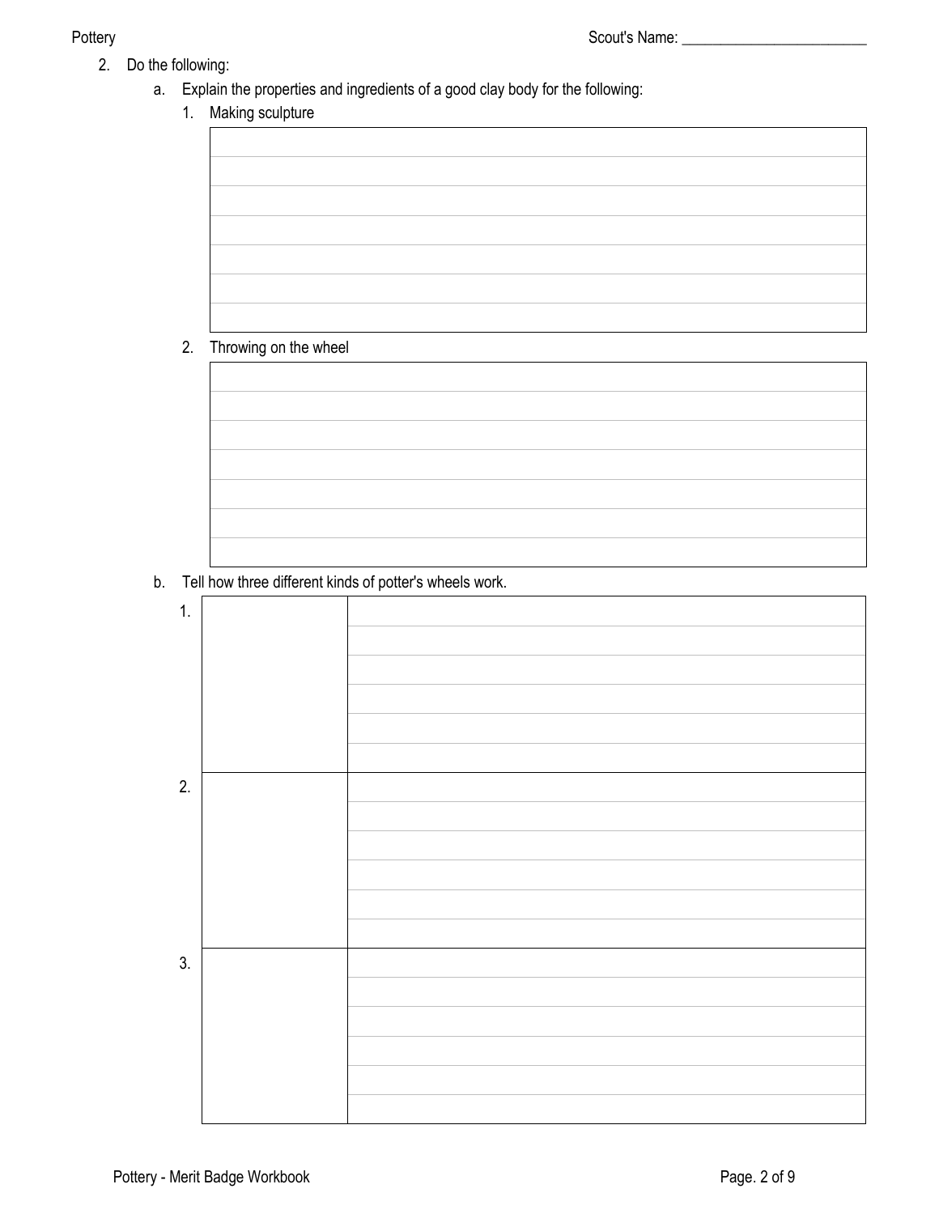Scout's Name: ________________________

2. Do the following:
   a. Explain the properties and ingredients of a good clay body for the following:
      1. Making sculpture

      2. Throwing on the wheel

   b. Tell how three different kinds of potter's wheels work.

| | | |
|---|---|---|
| 1. | | |
| 2. | | |
| 3. | | |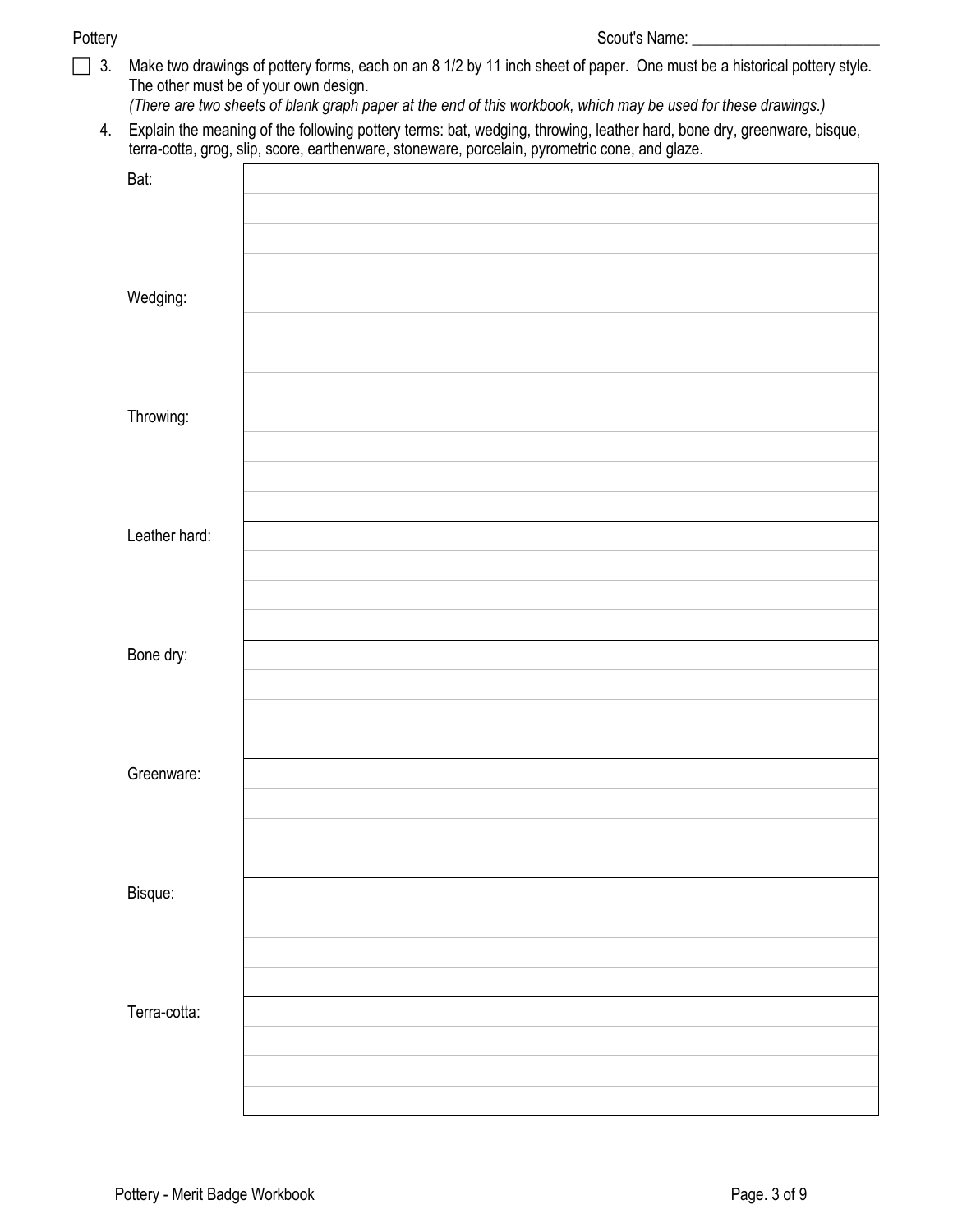Scout's Name: ________________________

- [ ] 3. Make two drawings of pottery forms, each on an 8 1/2 by 11 inch sheet of paper. One must be a historical pottery style. The other must be of your own design.
*(There are two sheets of blank graph paper at the end of this workbook, which may be used for these drawings.)*

4. Explain the meaning of the following pottery terms: bat, wedging, throwing, leather hard, bone dry, greenware, bisque, terra-cotta, grog, slip, score, earthenware, stoneware, porcelain, pyrometric cone, and glaze.

| Term | Meaning |
|---|---|
| Bat: | |
| Wedging: | |
| Throwing: | |
| Leather hard: | |
| Bone dry: | |
| Greenware: | |
| Bisque: | |
| Terra-cotta: | |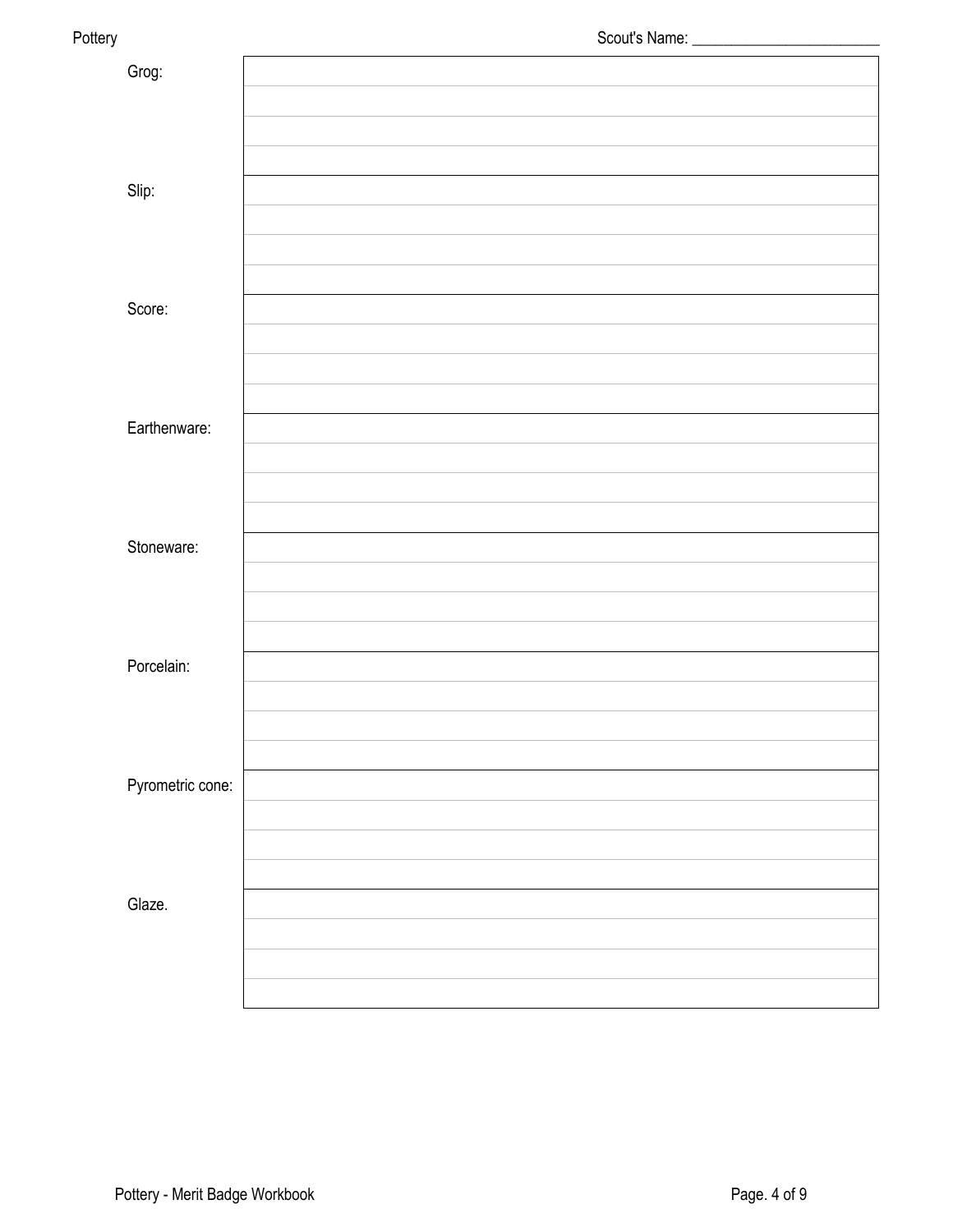Scout's Name: ________________________

| | |
|---|---|
| Grog: | |
| | |
| | |
| | |
| Slip: | |
| | |
| | |
| | |
| Score: | |
| | |
| | |
| | |
| Earthenware: | |
| | |
| | |
| | |
| Stoneware: | |
| | |
| | |
| | |
| Porcelain: | |
| | |
| | |
| | |
| Pyrometric cone: | |
| | |
| | |
| | |
| Glaze. | |
| | |
| | |
| | |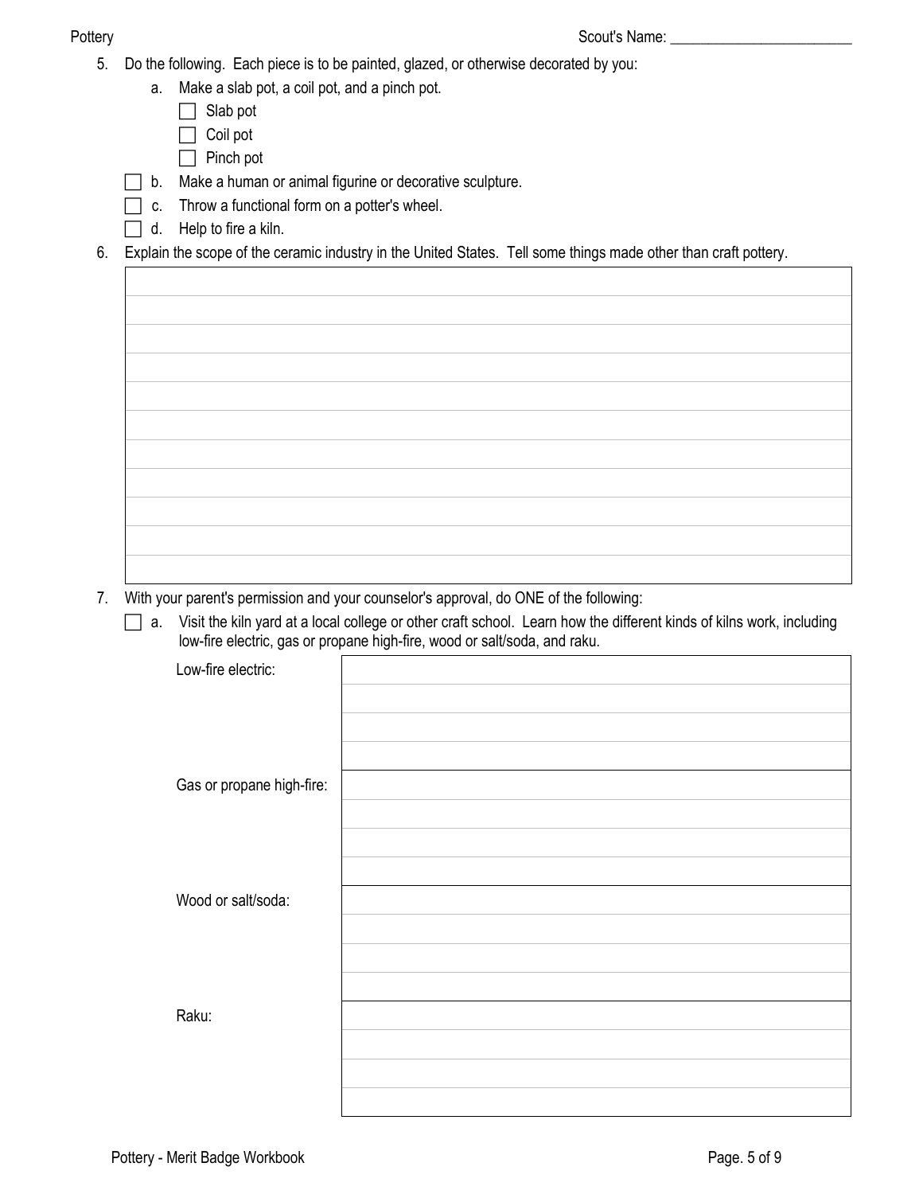Scout's Name: ________________________

5. Do the following. Each piece is to be painted, glazed, or otherwise decorated by you:
   a. Make a slab pot, a coil pot, and a pinch pot.
      - ☐ Slab pot
      - ☐ Coil pot
      - ☐ Pinch pot
   - ☐ b. Make a human or animal figurine or decorative sculpture.
   - ☐ c. Throw a functional form on a potter's wheel.
   - ☐ d. Help to fire a kiln.
6. Explain the scope of the ceramic industry in the United States. Tell some things made other than craft pottery.

|   |
|---|
|   |
|   |
|   |
|   |
|   |
|   |
|   |
|   |
|   |
|   |

7. With your parent's permission and your counselor's approval, do ONE of the following:
   - ☐ a. Visit the kiln yard at a local college or other craft school. Learn how the different kinds of kilns work, including low-fire electric, gas or propane high-fire, wood or salt/soda, and raku.

| | |
|---|---|
| Low-fire electric: | |
| | |
| | |
| | |
| Gas or propane high-fire: | |
| | |
| | |
| | |
| Wood or salt/soda: | |
| | |
| | |
| | |
| Raku: | |
| | |
| | |
| | |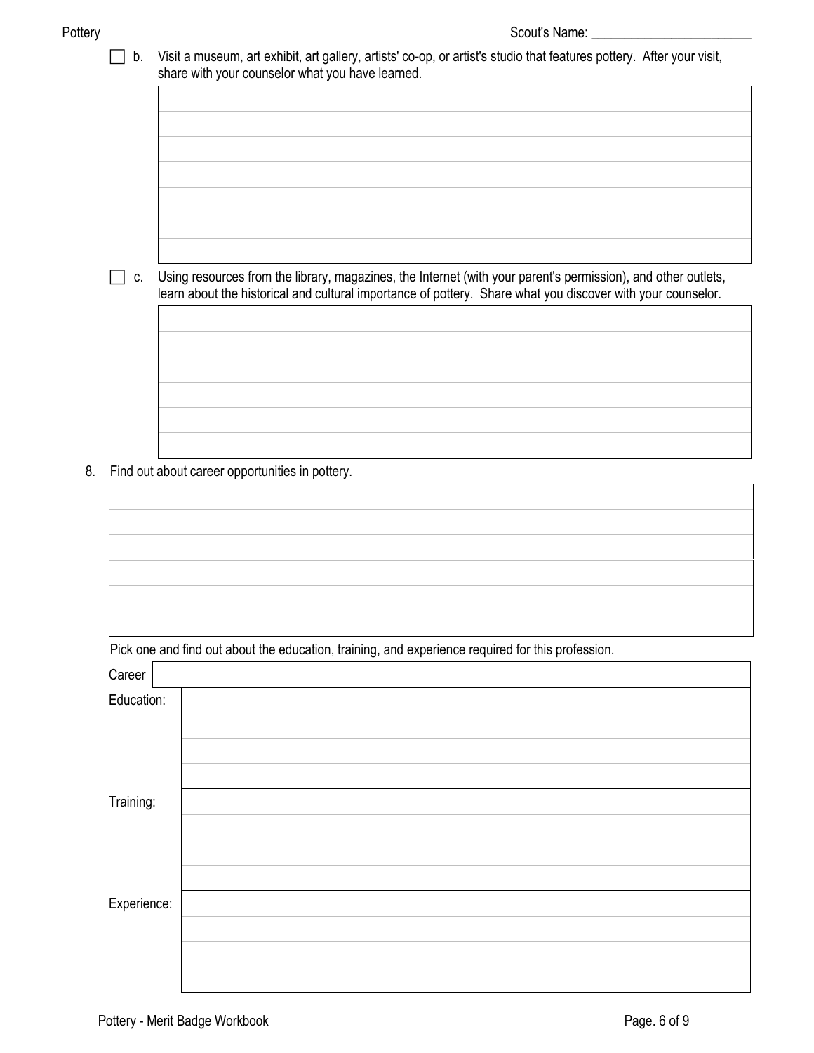Scout's Name: ________________________

☐ b. Visit a museum, art exhibit, art gallery, artists' co-op, or artist's studio that features pottery. After your visit, share with your counselor what you have learned.

☐ c. Using resources from the library, magazines, the Internet (with your parent's permission), and other outlets, learn about the historical and cultural importance of pottery. Share what you discover with your counselor.

8. Find out about career opportunities in pottery.

Pick one and find out about the education, training, and experience required for this profession.

| Career | |
|---|---|
| Education: | |
| Training: | |
| Experience: | |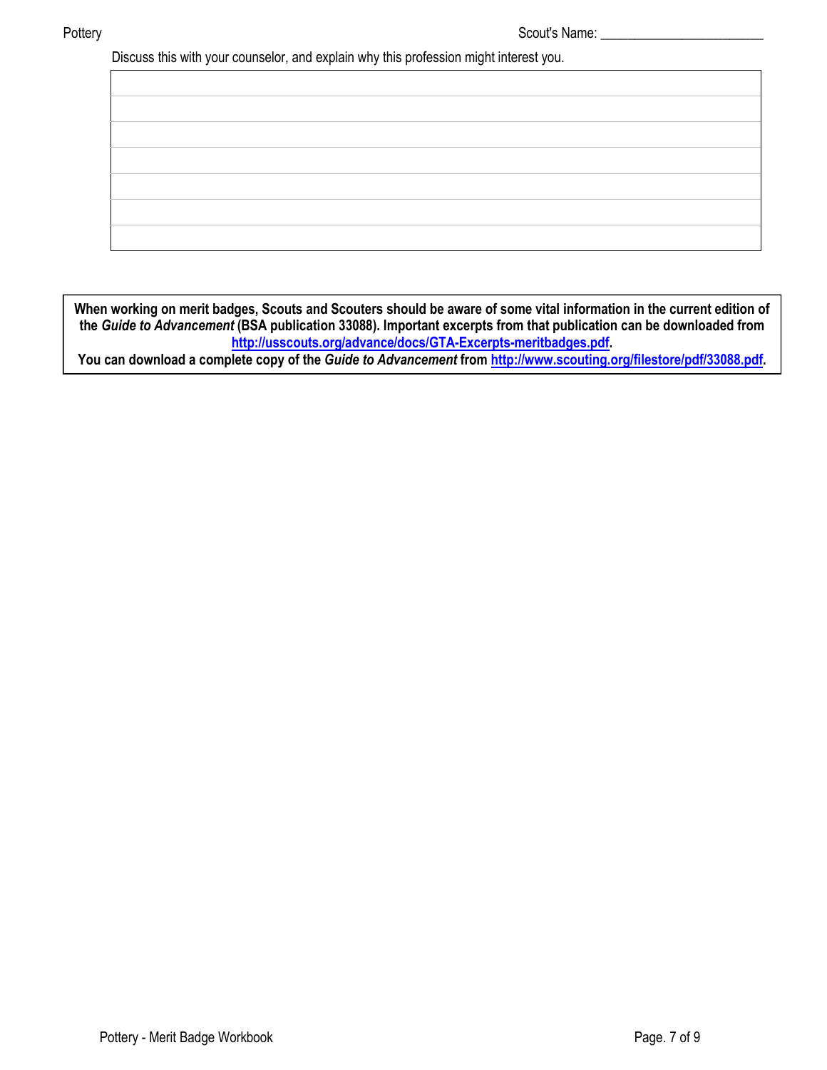Discuss this with your counselor, and explain why this profession might interest you.

| |
|---|
| |
| |
| |
| |
| |
| |

**When working on merit badges, Scouts and Scouters should be aware of some vital information in the current edition of the *Guide to Advancement* (BSA publication 33088). Important excerpts from that publication can be downloaded from [http://usscouts.org/advance/docs/GTA-Excerpts-meritbadges.pdf](http://usscouts.org/advance/docs/GTA-Excerpts-meritbadges.pdf).**
**You can download a complete copy of the *Guide to Advancement* from [http://www.scouting.org/filestore/pdf/33088.pdf](http://www.scouting.org/filestore/pdf/33088.pdf).**